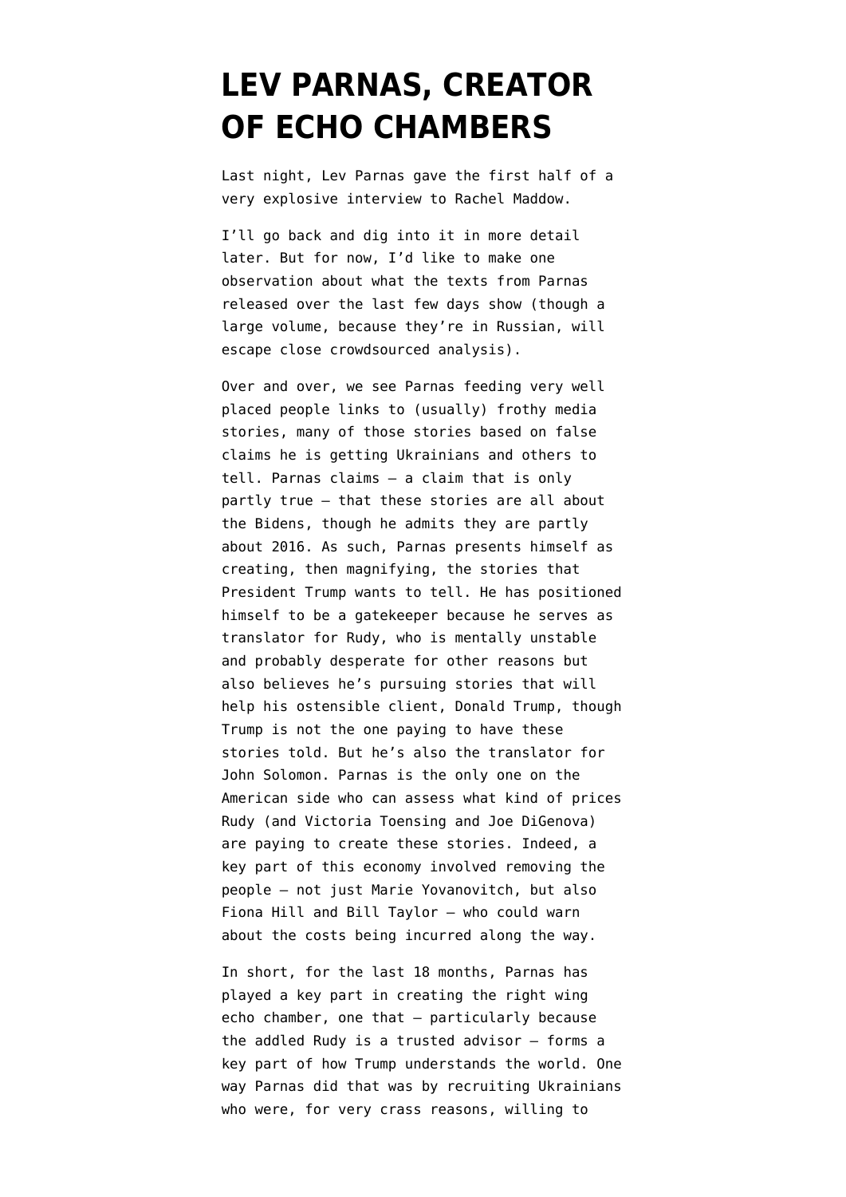# LEV PARNAS, CREATOR OF ECHO CHAMBERS

Last night, Lev Parnas gave the first half of a very explosive interview to Rachel Maddow.

I'll go back and dig into it in more detail later. But for now, I'd like to make one observation about what the texts from Parnas released over the last few days show (though a large volume, because they're in Russian, will escape close crowdsourced analysis).

Over and over, we see Parnas feeding very well placed people links to (usually) frothy media stories, many of those stories based on false claims he is getting Ukrainians and others to tell. Parnas claims — a claim that is only partly true — that these stories are all about the Bidens, though he admits they are partly about 2016. As such, Parnas presents himself as creating, then magnifying, the stories that President Trump wants to tell. He has positioned himself to be a gatekeeper because he serves as translator for Rudy, who is mentally unstable and probably desperate for other reasons but also believes he's pursuing stories that will help his ostensible client, Donald Trump, though Trump is not the one paying to have these stories told. But he's also the translator for John Solomon. Parnas is the only one on the American side who can assess what kind of prices Rudy (and Victoria Toensing and Joe DiGenova) are paying to create these stories. Indeed, a key part of this economy involved removing the people — not just Marie Yovanovitch, but also Fiona Hill and Bill Taylor — who could warn about the costs being incurred along the way.

In short, for the last 18 months, Parnas has played a key part in creating the right wing echo chamber, one that — particularly because the addled Rudy is a trusted advisor — forms a key part of how Trump understands the world. One way Parnas did that was by recruiting Ukrainians who were, for very crass reasons, willing to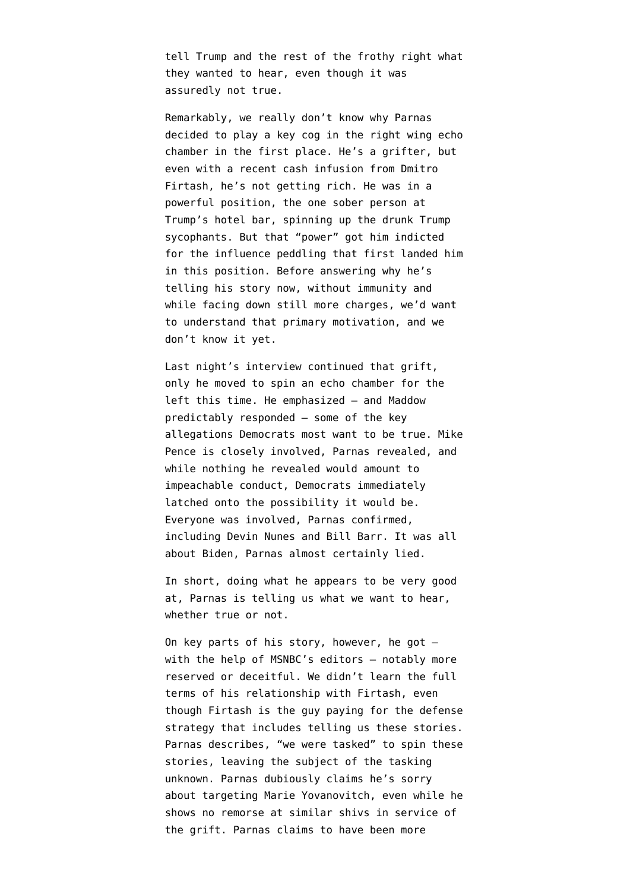tell Trump and the rest of the frothy right what they wanted to hear, even though it was assuredly not true.

Remarkably, we really don't know why Parnas decided to play a key cog in the right wing echo chamber in the first place. He's a grifter, but even with a recent cash infusion from Dmitro Firtash, he's not getting rich. He was in a powerful position, the one sober person at Trump's hotel bar, spinning up the drunk Trump sycophants. But that "power" got him indicted for the influence peddling that first landed him in this position. Before answering why he's telling his story now, without immunity and while facing down still more charges, we'd want to understand that primary motivation, and we don't know it yet.

Last night's interview continued that grift, only he moved to spin an echo chamber for the left this time. He emphasized — and Maddow predictably responded — some of the key allegations Democrats most want to be true. Mike Pence is closely involved, Parnas revealed, and while nothing he revealed would amount to impeachable conduct, Democrats immediately latched onto the possibility it would be. Everyone was involved, Parnas confirmed, including Devin Nunes and Bill Barr. It was all about Biden, Parnas almost certainly lied.

In short, doing what he appears to be very good at, Parnas is telling us what we want to hear, whether true or not.

On key parts of his story, however, he got — with the help of MSNBC's editors — notably more reserved or deceitful. We didn't learn the full terms of his relationship with Firtash, even though Firtash is the guy paying for the defense strategy that includes telling us these stories. Parnas describes, "we were tasked" to spin these stories, leaving the subject of the tasking unknown. Parnas dubiously claims he's sorry about targeting Marie Yovanovitch, even while he shows no remorse at similar shivs in service of the grift. Parnas claims to have been more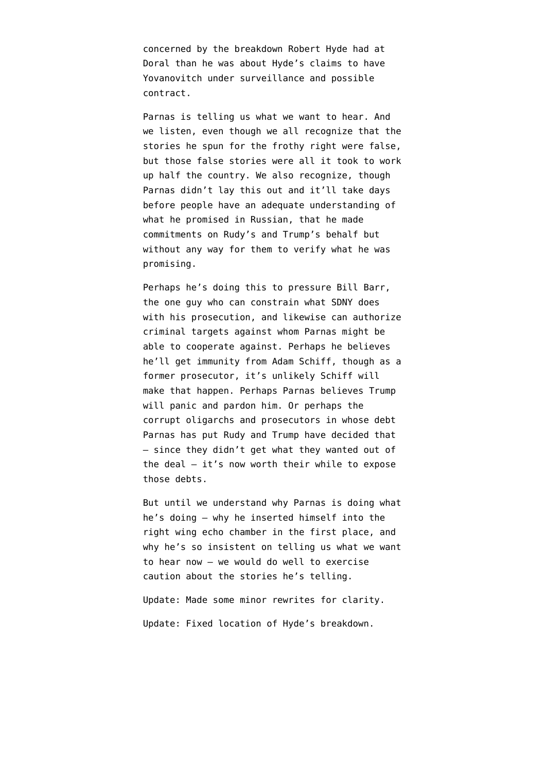concerned by the breakdown Robert Hyde had at Doral than he was about Hyde's claims to have Yovanovitch under surveillance and possible contract.

Parnas is telling us what we want to hear. And we listen, even though we all recognize that the stories he spun for the frothy right were false, but those false stories were all it took to work up half the country. We also recognize, though Parnas didn't lay this out and it'll take days before people have an adequate understanding of what he promised in Russian, that he made commitments on Rudy's and Trump's behalf but without any way for them to verify what he was promising.

Perhaps he's doing this to pressure Bill Barr, the one guy who can constrain what SDNY does with his prosecution, and likewise can authorize criminal targets against whom Parnas might be able to cooperate against. Perhaps he believes he'll get immunity from Adam Schiff, though as a former prosecutor, it's unlikely Schiff will make that happen. Perhaps Parnas believes Trump will panic and pardon him. Or perhaps the corrupt oligarchs and prosecutors in whose debt Parnas has put Rudy and Trump have decided that — since they didn't get what they wanted out of the deal — it's now worth their while to expose those debts.

But until we understand why Parnas is doing what he's doing — why he inserted himself into the right wing echo chamber in the first place, and why he's so insistent on telling us what we want to hear now — we would do well to exercise caution about the stories he's telling.

Update: Made some minor rewrites for clarity.

Update: Fixed location of Hyde's breakdown.